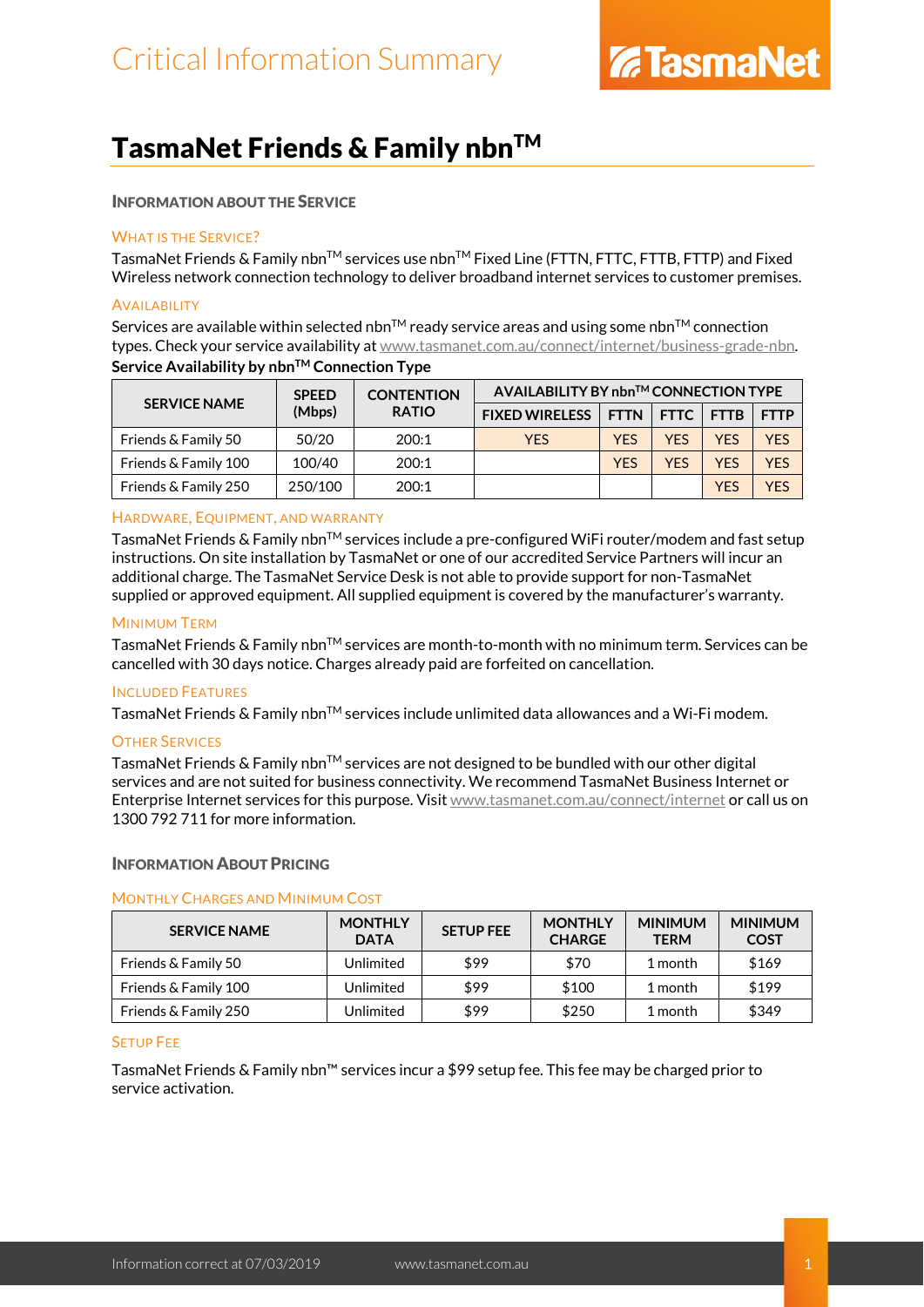# Critical Information Summary

TasmaNet

## TasmaNet Friends & Family nbn™

### INFORMATION ABOUT THE SERVICE

#### WHAT IS THE SERVICE?

TasmaNet Friends & Family nbn™ services use nbn™ Fixed Line (FTTN, FTTC, FTTB, FTTP) and Fixed Wireless network connection technology to deliver broadband internet services to customer premises.

#### AVAILABILITY

Services are available within selected nbn™ ready service areas and using some nbn™ connection types. Check your service availability at www.tasmanet.com.au/connect/internet/business-grade-nbn.

**Service Availability by nbn™ Connection Type**

| SERVICE NAME | SPEED (Mbps) | CONTENTION RATIO | AVAILABILITY BY nbn™ CONNECTION TYPE | | | | |
|---|---|---|---|---|---|---|---|
| | | | FIXED WIRELESS | FTTN | FTTC | FTTB | FTTP |
| Friends & Family 50 | 50/20 | 200:1 | YES | YES | YES | YES | YES |
| Friends & Family 100 | 100/40 | 200:1 | | YES | YES | YES | YES |
| Friends & Family 250 | 250/100 | 200:1 | | | | YES | YES |

#### HARDWARE, EQUIPMENT, AND WARRANTY

TasmaNet Friends & Family nbn™ services include a pre-configured WiFi router/modem and fast setup instructions. On site installation by TasmaNet or one of our accredited Service Partners will incur an additional charge. The TasmaNet Service Desk is not able to provide support for non-TasmaNet supplied or approved equipment. All supplied equipment is covered by the manufacturer's warranty.

#### MINIMUM TERM

TasmaNet Friends & Family nbn™ services are month-to-month with no minimum term. Services can be cancelled with 30 days notice. Charges already paid are forfeited on cancellation.

#### INCLUDED FEATURES

TasmaNet Friends & Family nbn™ services include unlimited data allowances and a Wi-Fi modem.

#### OTHER SERVICES

TasmaNet Friends & Family nbn™ services are not designed to be bundled with our other digital services and are not suited for business connectivity. We recommend TasmaNet Business Internet or Enterprise Internet services for this purpose. Visit www.tasmanet.com.au/connect/internet or call us on 1300 792 711 for more information.

### INFORMATION ABOUT PRICING

#### MONTHLY CHARGES AND MINIMUM COST

| SERVICE NAME | MONTHLY DATA | SETUP FEE | MONTHLY CHARGE | MINIMUM TERM | MINIMUM COST |
|---|---|---|---|---|---|
| Friends & Family 50 | Unlimited | $99 | $70 | 1 month | $169 |
| Friends & Family 100 | Unlimited | $99 | $100 | 1 month | $199 |
| Friends & Family 250 | Unlimited | $99 | $250 | 1 month | $349 |

#### SETUP FEE

TasmaNet Friends & Family nbn™ services incur a $99 setup fee. This fee may be charged prior to service activation.

Information correct at 07/03/2019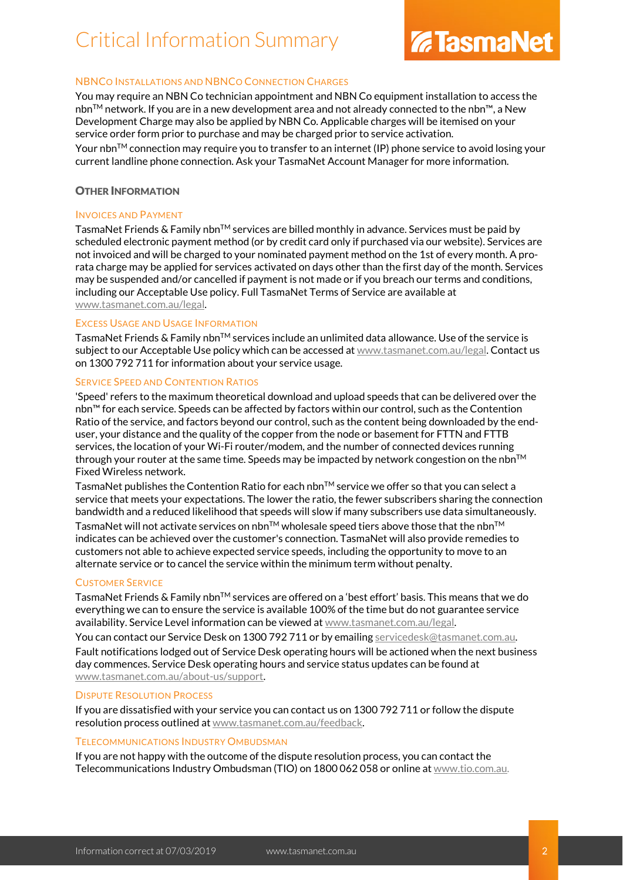# Critical Information Summary

TasmaNet

### NBNCo Installations and NBNCo Connection Charges

You may require an NBN Co technician appointment and NBN Co equipment installation to access the nbn™ network. If you are in a new development area and not already connected to the nbn™, a New Development Charge may also be applied by NBN Co. Applicable charges will be itemised on your service order form prior to purchase and may be charged prior to service activation.

Your nbn™ connection may require you to transfer to an internet (IP) phone service to avoid losing your current landline phone connection. Ask your TasmaNet Account Manager for more information.

## Other Information

### Invoices and Payment

TasmaNet Friends & Family nbn™ services are billed monthly in advance. Services must be paid by scheduled electronic payment method (or by credit card only if purchased via our website). Services are not invoiced and will be charged to your nominated payment method on the 1st of every month. A pro-rata charge may be applied for services activated on days other than the first day of the month. Services may be suspended and/or cancelled if payment is not made or if you breach our terms and conditions, including our Acceptable Use policy. Full TasmaNet Terms of Service are available at www.tasmanet.com.au/legal.

### Excess Usage and Usage Information

TasmaNet Friends & Family nbn™ services include an unlimited data allowance. Use of the service is subject to our Acceptable Use policy which can be accessed at www.tasmanet.com.au/legal. Contact us on 1300 792 711 for information about your service usage.

### Service Speed and Contention Ratios

'Speed' refers to the maximum theoretical download and upload speeds that can be delivered over the nbn™ for each service. Speeds can be affected by factors within our control, such as the Contention Ratio of the service, and factors beyond our control, such as the content being downloaded by the end-user, your distance and the quality of the copper from the node or basement for FTTN and FTTB services, the location of your Wi-Fi router/modem, and the number of connected devices running through your router at the same time. Speeds may be impacted by network congestion on the nbn™ Fixed Wireless network.

TasmaNet publishes the Contention Ratio for each nbn™ service we offer so that you can select a service that meets your expectations. The lower the ratio, the fewer subscribers sharing the connection bandwidth and a reduced likelihood that speeds will slow if many subscribers use data simultaneously.

TasmaNet will not activate services on nbn™ wholesale speed tiers above those that the nbn™ indicates can be achieved over the customer's connection. TasmaNet will also provide remedies to customers not able to achieve expected service speeds, including the opportunity to move to an alternate service or to cancel the service within the minimum term without penalty.

### Customer Service

TasmaNet Friends & Family nbn™ services are offered on a 'best effort' basis. This means that we do everything we can to ensure the service is available 100% of the time but do not guarantee service availability. Service Level information can be viewed at www.tasmanet.com.au/legal.

You can contact our Service Desk on 1300 792 711 or by emailing servicedesk@tasmanet.com.au.

Fault notifications lodged out of Service Desk operating hours will be actioned when the next business day commences. Service Desk operating hours and service status updates can be found at www.tasmanet.com.au/about-us/support.

### Dispute Resolution Process

If you are dissatisfied with your service you can contact us on 1300 792 711 or follow the dispute resolution process outlined at www.tasmanet.com.au/feedback.

### Telecommunications Industry Ombudsman

If you are not happy with the outcome of the dispute resolution process, you can contact the Telecommunications Industry Ombudsman (TIO) on 1800 062 058 or online at www.tio.com.au.

Information correct at 07/03/2019